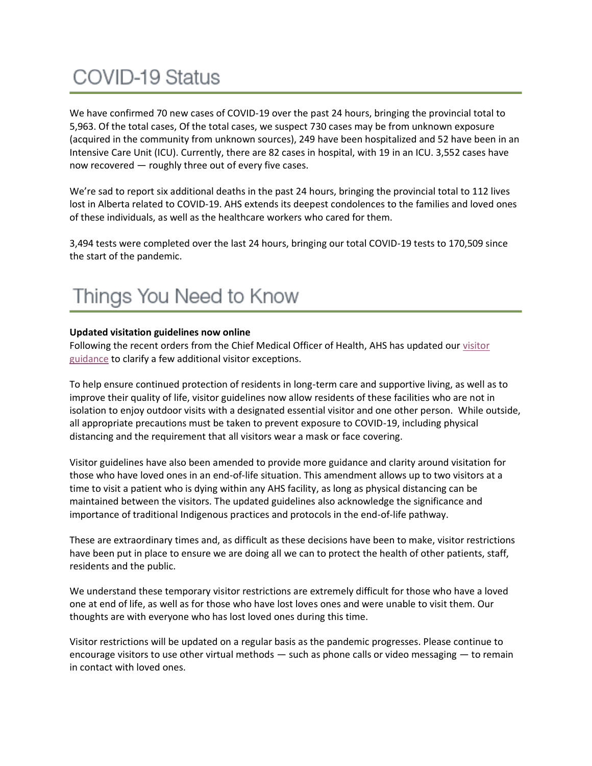# COVID-19 Status

We have confirmed 70 new cases of COVID-19 over the past 24 hours, bringing the provincial total to 5,963. Of the total cases, Of the total cases, we suspect 730 cases may be from unknown exposure (acquired in the community from unknown sources), 249 have been hospitalized and 52 have been in an Intensive Care Unit (ICU). Currently, there are 82 cases in hospital, with 19 in an ICU. 3,552 cases have now recovered — roughly three out of every five cases.

We're sad to report six additional deaths in the past 24 hours, bringing the provincial total to 112 lives lost in Alberta related to COVID-19. AHS extends its deepest condolences to the families and loved ones of these individuals, as well as the healthcare workers who cared for them.

3,494 tests were completed over the last 24 hours, bringing our total COVID-19 tests to 170,509 since the start of the pandemic.

# Things You Need to Know

**Updated visitation guidelines now online**

Following the recent orders from the Chief Medical Officer of Health, AHS has updated our visitor guidance to clarify a few additional visitor exceptions.

To help ensure continued protection of residents in long-term care and supportive living, as well as to improve their quality of life, visitor guidelines now allow residents of these facilities who are not in isolation to enjoy outdoor visits with a designated essential visitor and one other person. While outside, all appropriate precautions must be taken to prevent exposure to COVID-19, including physical distancing and the requirement that all visitors wear a mask or face covering.

Visitor guidelines have also been amended to provide more guidance and clarity around visitation for those who have loved ones in an end-of-life situation. This amendment allows up to two visitors at a time to visit a patient who is dying within any AHS facility, as long as physical distancing can be maintained between the visitors. The updated guidelines also acknowledge the significance and importance of traditional Indigenous practices and protocols in the end-of-life pathway.

These are extraordinary times and, as difficult as these decisions have been to make, visitor restrictions have been put in place to ensure we are doing all we can to protect the health of other patients, staff, residents and the public.

We understand these temporary visitor restrictions are extremely difficult for those who have a loved one at end of life, as well as for those who have lost loves ones and were unable to visit them. Our thoughts are with everyone who has lost loved ones during this time.

Visitor restrictions will be updated on a regular basis as the pandemic progresses. Please continue to encourage visitors to use other virtual methods — such as phone calls or video messaging — to remain in contact with loved ones.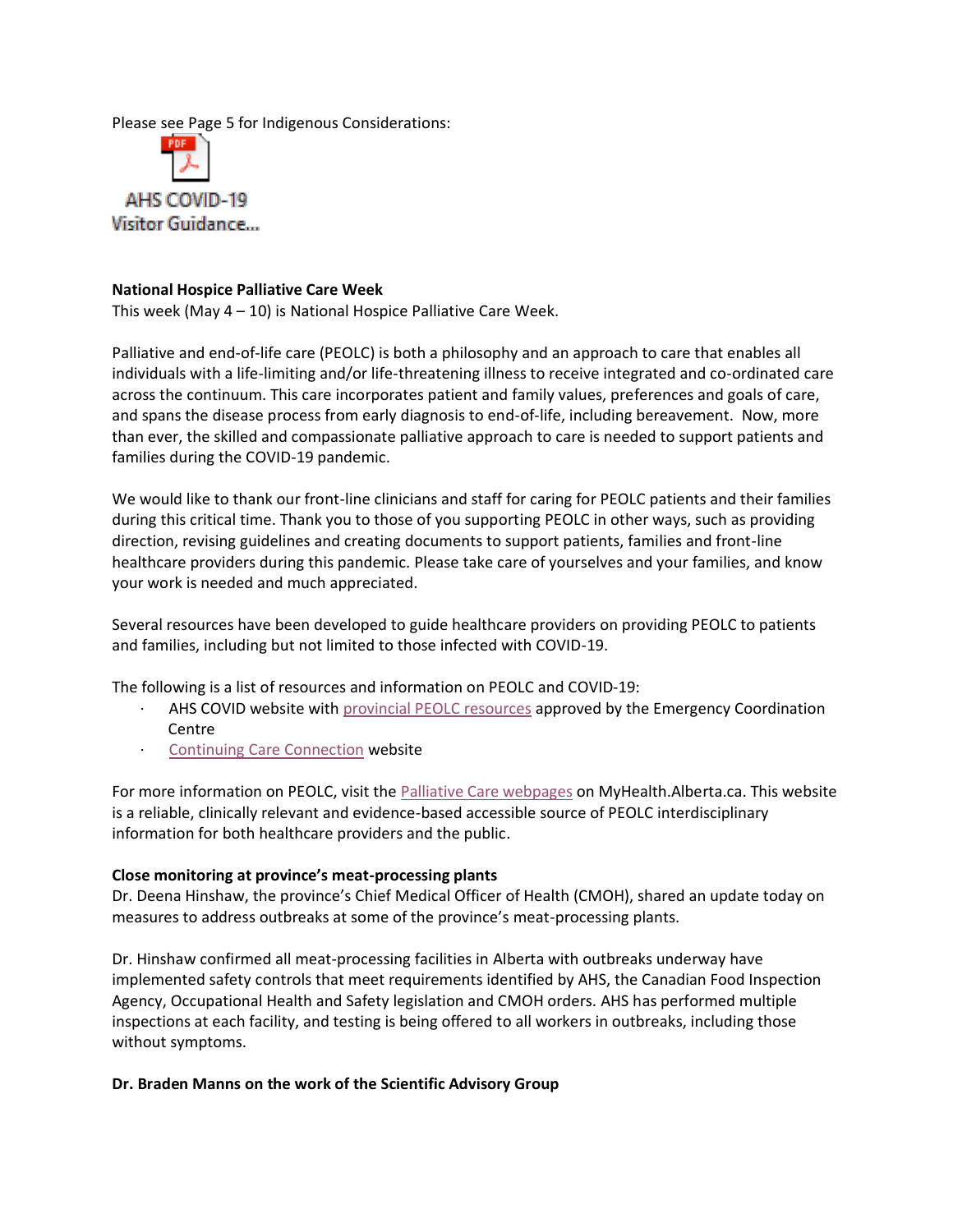Please see Page 5 for Indigenous Considerations:

AHS COVID-19 Visitor Guidance...

**National Hospice Palliative Care Week**
This week (May 4 – 10) is National Hospice Palliative Care Week.

Palliative and end-of-life care (PEOLC) is both a philosophy and an approach to care that enables all individuals with a life-limiting and/or life-threatening illness to receive integrated and co-ordinated care across the continuum. This care incorporates patient and family values, preferences and goals of care, and spans the disease process from early diagnosis to end-of-life, including bereavement. Now, more than ever, the skilled and compassionate palliative approach to care is needed to support patients and families during the COVID-19 pandemic.

We would like to thank our front-line clinicians and staff for caring for PEOLC patients and their families during this critical time. Thank you to those of you supporting PEOLC in other ways, such as providing direction, revising guidelines and creating documents to support patients, families and front-line healthcare providers during this pandemic. Please take care of yourselves and your families, and know your work is needed and much appreciated.

Several resources have been developed to guide healthcare providers on providing PEOLC to patients and families, including but not limited to those infected with COVID-19.

The following is a list of resources and information on PEOLC and COVID-19:

- AHS COVID website with provincial PEOLC resources approved by the Emergency Coordination Centre
- Continuing Care Connection website

For more information on PEOLC, visit the Palliative Care webpages on MyHealth.Alberta.ca. This website is a reliable, clinically relevant and evidence-based accessible source of PEOLC interdisciplinary information for both healthcare providers and the public.

**Close monitoring at province's meat-processing plants**
Dr. Deena Hinshaw, the province's Chief Medical Officer of Health (CMOH), shared an update today on measures to address outbreaks at some of the province's meat-processing plants.

Dr. Hinshaw confirmed all meat-processing facilities in Alberta with outbreaks underway have implemented safety controls that meet requirements identified by AHS, the Canadian Food Inspection Agency, Occupational Health and Safety legislation and CMOH orders. AHS has performed multiple inspections at each facility, and testing is being offered to all workers in outbreaks, including those without symptoms.

**Dr. Braden Manns on the work of the Scientific Advisory Group**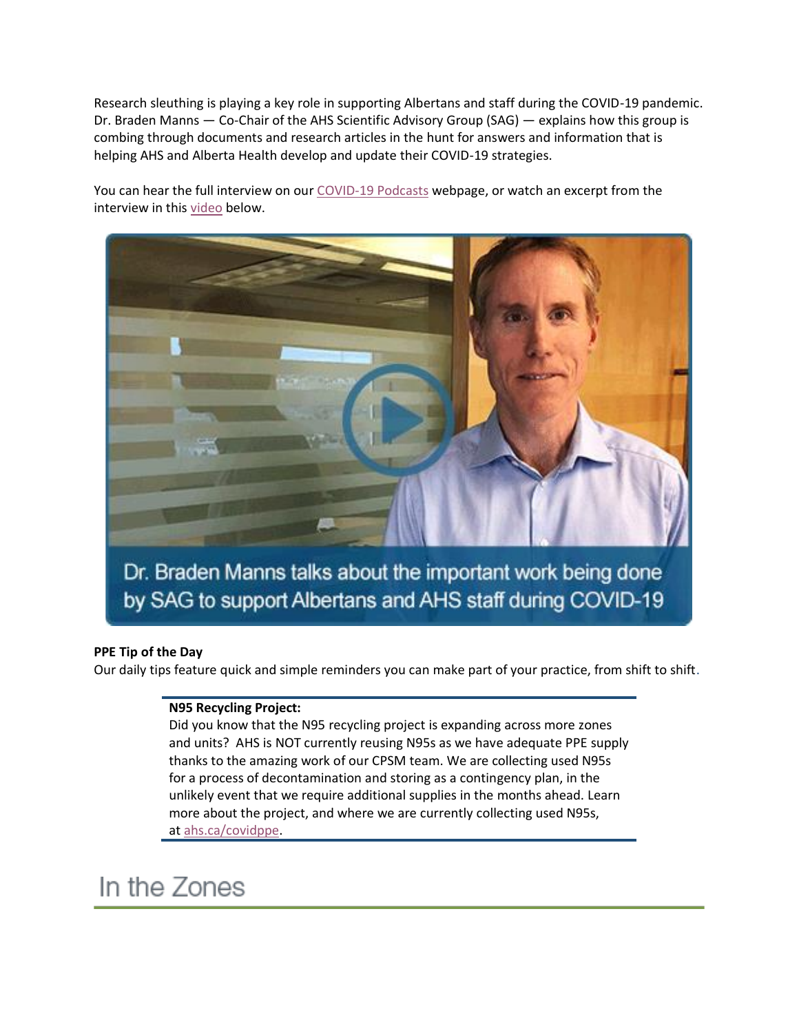Research sleuthing is playing a key role in supporting Albertans and staff during the COVID-19 pandemic. Dr. Braden Manns — Co-Chair of the AHS Scientific Advisory Group (SAG) — explains how this group is combing through documents and research articles in the hunt for answers and information that is helping AHS and Alberta Health develop and update their COVID-19 strategies.

You can hear the full interview on our COVID-19 Podcasts webpage, or watch an excerpt from the interview in this video below.

Dr. Braden Manns talks about the important work being done by SAG to support Albertans and AHS staff during COVID-19

**PPE Tip of the Day**
Our daily tips feature quick and simple reminders you can make part of your practice, from shift to shift.

**N95 Recycling Project:**
Did you know that the N95 recycling project is expanding across more zones and units? AHS is NOT currently reusing N95s as we have adequate PPE supply thanks to the amazing work of our CPSM team. We are collecting used N95s for a process of decontamination and storing as a contingency plan, in the unlikely event that we require additional supplies in the months ahead. Learn more about the project, and where we are currently collecting used N95s, at ahs.ca/covidppe.

# In the Zones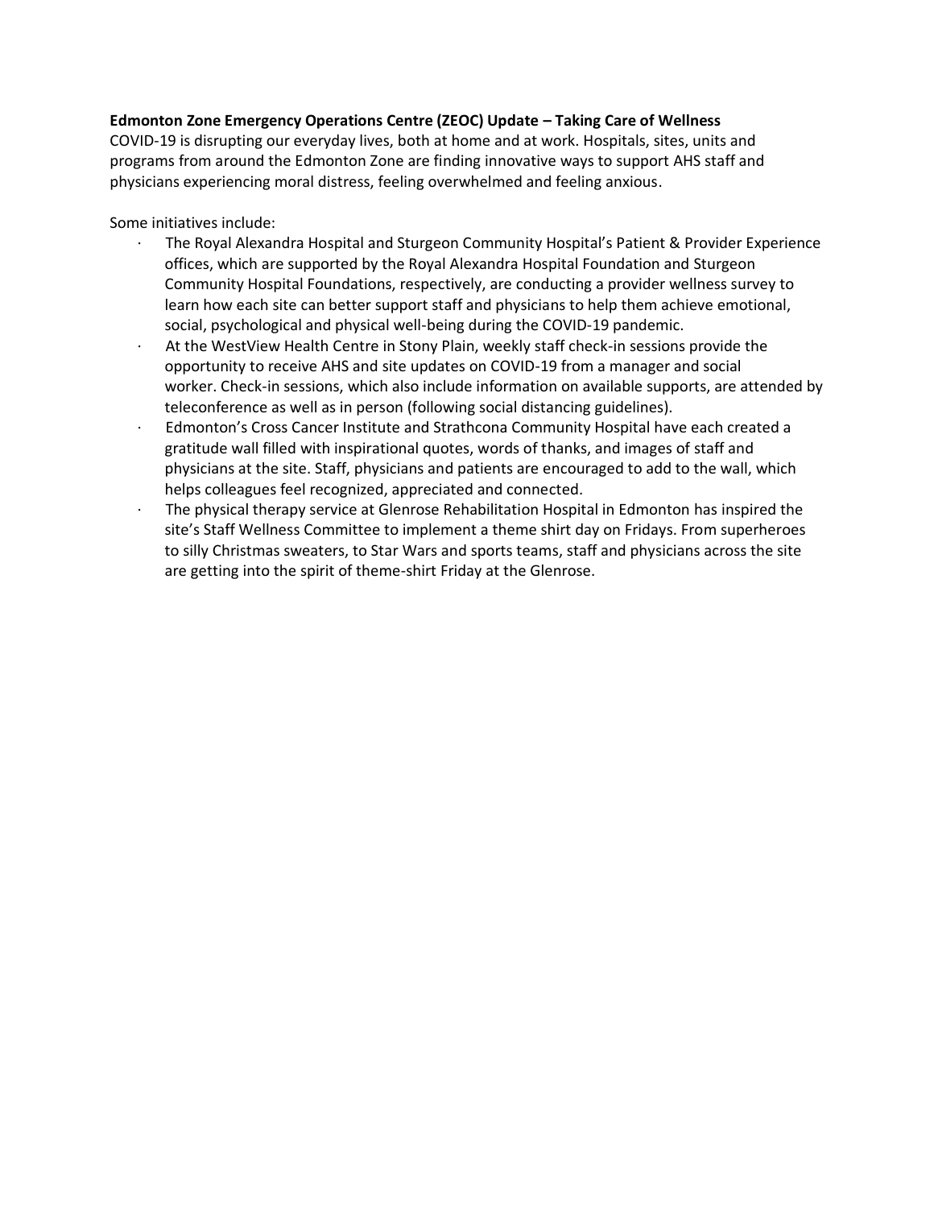**Edmonton Zone Emergency Operations Centre (ZEOC) Update – Taking Care of Wellness**
COVID-19 is disrupting our everyday lives, both at home and at work. Hospitals, sites, units and programs from around the Edmonton Zone are finding innovative ways to support AHS staff and physicians experiencing moral distress, feeling overwhelmed and feeling anxious.

Some initiatives include:

- The Royal Alexandra Hospital and Sturgeon Community Hospital's Patient & Provider Experience offices, which are supported by the Royal Alexandra Hospital Foundation and Sturgeon Community Hospital Foundations, respectively, are conducting a provider wellness survey to learn how each site can better support staff and physicians to help them achieve emotional, social, psychological and physical well-being during the COVID-19 pandemic.
- At the WestView Health Centre in Stony Plain, weekly staff check-in sessions provide the opportunity to receive AHS and site updates on COVID-19 from a manager and social worker. Check-in sessions, which also include information on available supports, are attended by teleconference as well as in person (following social distancing guidelines).
- Edmonton's Cross Cancer Institute and Strathcona Community Hospital have each created a gratitude wall filled with inspirational quotes, words of thanks, and images of staff and physicians at the site. Staff, physicians and patients are encouraged to add to the wall, which helps colleagues feel recognized, appreciated and connected.
- The physical therapy service at Glenrose Rehabilitation Hospital in Edmonton has inspired the site's Staff Wellness Committee to implement a theme shirt day on Fridays. From superheroes to silly Christmas sweaters, to Star Wars and sports teams, staff and physicians across the site are getting into the spirit of theme-shirt Friday at the Glenrose.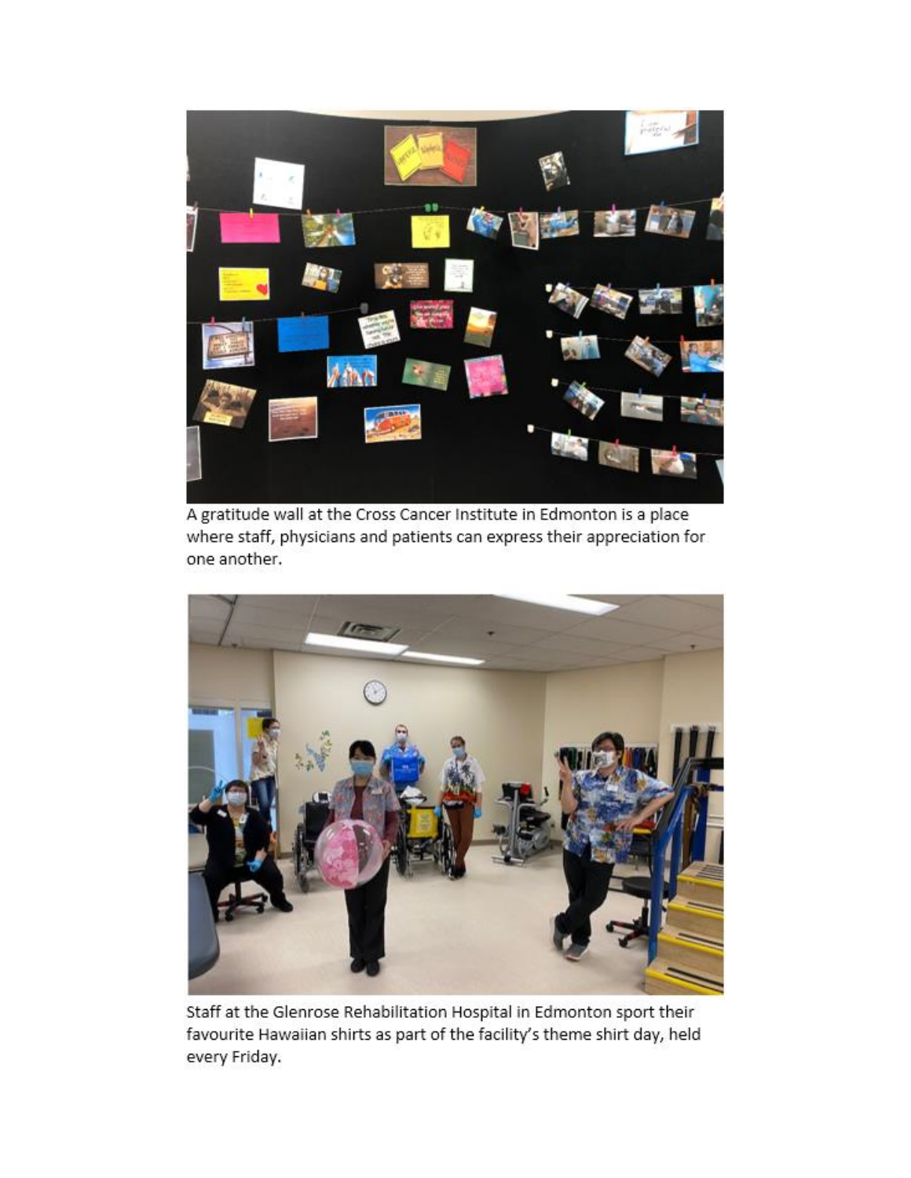A gratitude wall at the Cross Cancer Institute in Edmonton is a place where staff, physicians and patients can express their appreciation for one another.

Staff at the Glenrose Rehabilitation Hospital in Edmonton sport their favourite Hawaiian shirts as part of the facility's theme shirt day, held every Friday.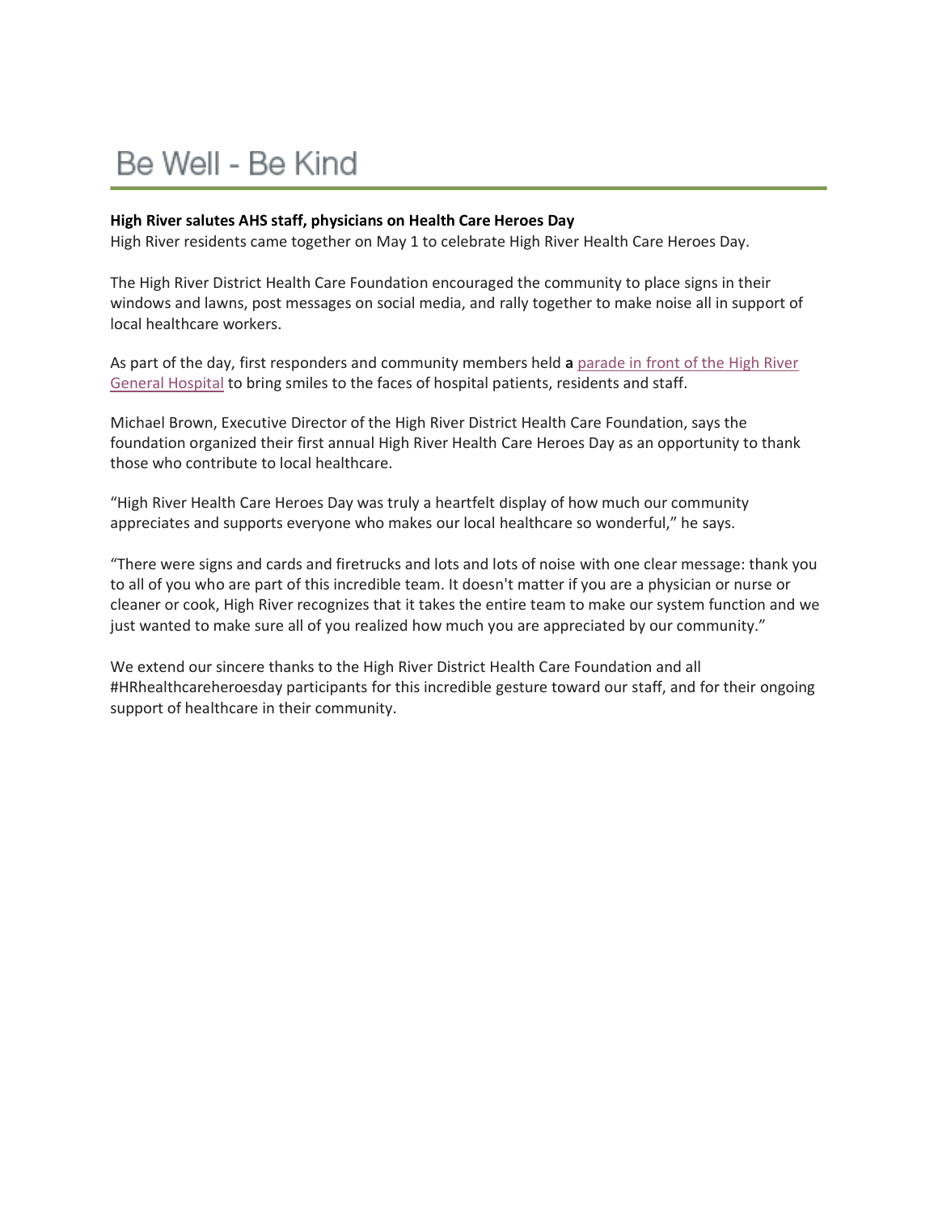# Be Well - Be Kind

**High River salutes AHS staff, physicians on Health Care Heroes Day**

High River residents came together on May 1 to celebrate High River Health Care Heroes Day.

The High River District Health Care Foundation encouraged the community to place signs in their windows and lawns, post messages on social media, and rally together to make noise all in support of local healthcare workers.

As part of the day, first responders and community members held **a** parade in front of the High River General Hospital to bring smiles to the faces of hospital patients, residents and staff.

Michael Brown, Executive Director of the High River District Health Care Foundation, says the foundation organized their first annual High River Health Care Heroes Day as an opportunity to thank those who contribute to local healthcare.

"High River Health Care Heroes Day was truly a heartfelt display of how much our community appreciates and supports everyone who makes our local healthcare so wonderful," he says.

"There were signs and cards and firetrucks and lots and lots of noise with one clear message: thank you to all of you who are part of this incredible team. It doesn't matter if you are a physician or nurse or cleaner or cook, High River recognizes that it takes the entire team to make our system function and we just wanted to make sure all of you realized how much you are appreciated by our community."

We extend our sincere thanks to the High River District Health Care Foundation and all #HRhealthcareheroesday participants for this incredible gesture toward our staff, and for their ongoing support of healthcare in their community.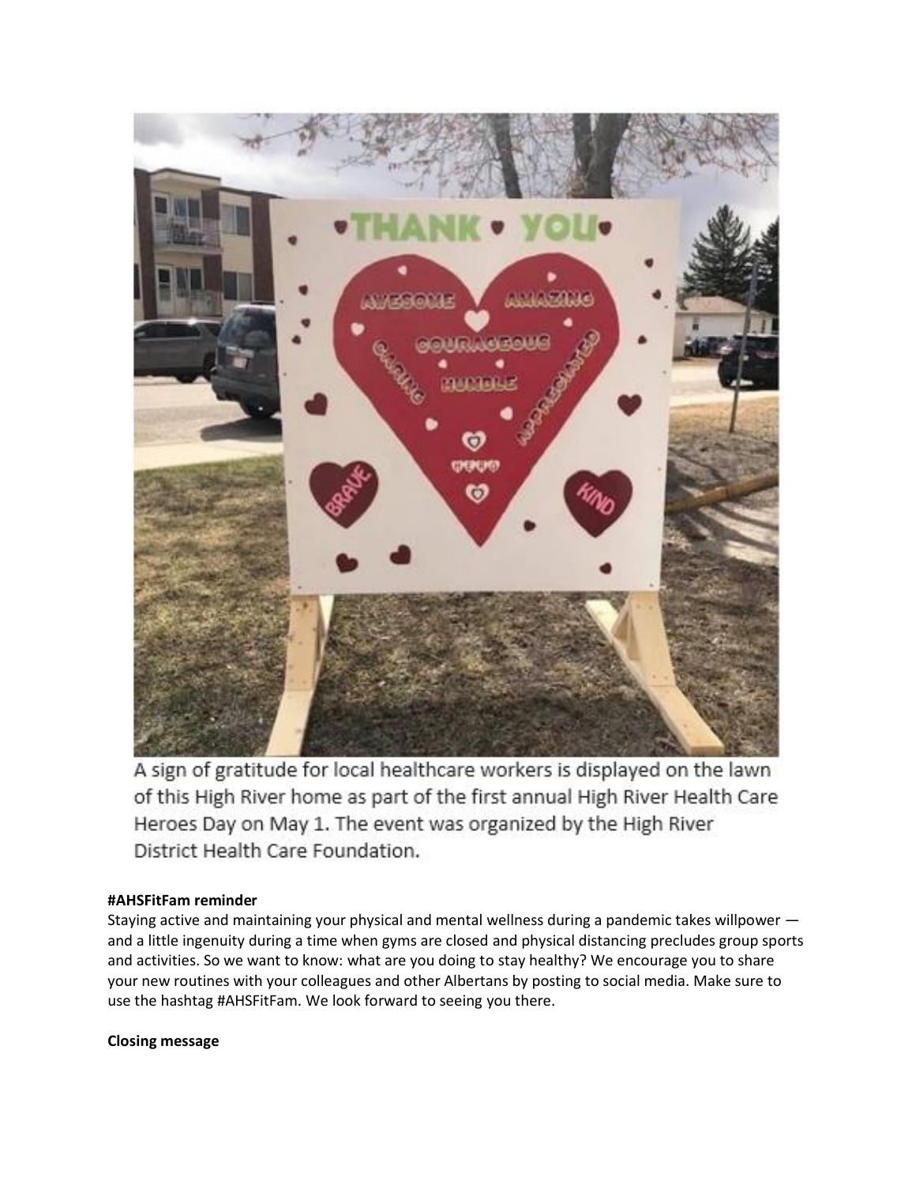A sign of gratitude for local healthcare workers is displayed on the lawn of this High River home as part of the first annual High River Health Care Heroes Day on May 1. The event was organized by the High River District Health Care Foundation.

**#AHSFitFam reminder**

Staying active and maintaining your physical and mental wellness during a pandemic takes willpower — and a little ingenuity during a time when gyms are closed and physical distancing precludes group sports and activities. So we want to know: what are you doing to stay healthy? We encourage you to share your new routines with your colleagues and other Albertans by posting to social media. Make sure to use the hashtag #AHSFitFam. We look forward to seeing you there.

**Closing message**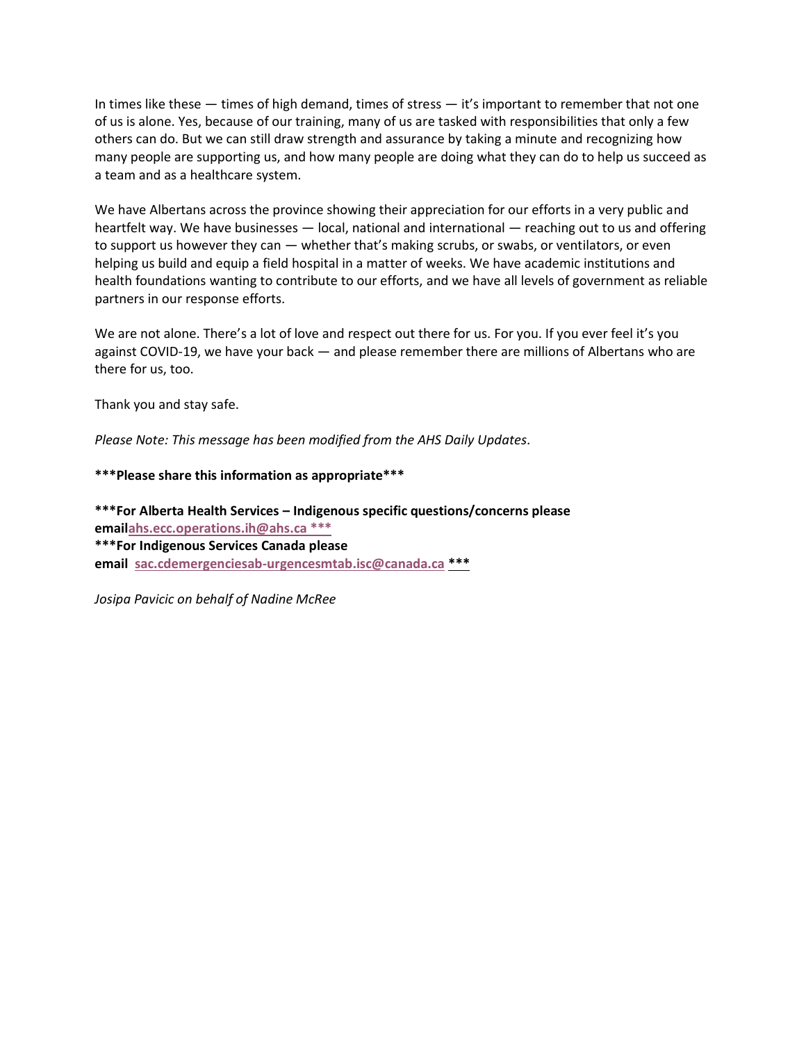In times like these — times of high demand, times of stress — it's important to remember that not one of us is alone. Yes, because of our training, many of us are tasked with responsibilities that only a few others can do. But we can still draw strength and assurance by taking a minute and recognizing how many people are supporting us, and how many people are doing what they can do to help us succeed as a team and as a healthcare system.

We have Albertans across the province showing their appreciation for our efforts in a very public and heartfelt way. We have businesses — local, national and international — reaching out to us and offering to support us however they can — whether that's making scrubs, or swabs, or ventilators, or even helping us build and equip a field hospital in a matter of weeks. We have academic institutions and health foundations wanting to contribute to our efforts, and we have all levels of government as reliable partners in our response efforts.

We are not alone. There's a lot of love and respect out there for us. For you. If you ever feel it's you against COVID-19, we have your back — and please remember there are millions of Albertans who are there for us, too.

Thank you and stay safe.

*Please Note: This message has been modified from the AHS Daily Updates.*

**\*\*\*Please share this information as appropriate\*\*\***

**\*\*\*For Alberta Health Services – Indigenous specific questions/concerns please emailahs.ecc.operations.ih@ahs.ca \*\*\***
**\*\*\*For Indigenous Services Canada please email sac.cdemergenciesab-urgencesmtab.isc@canada.ca \*\*\***

*Josipa Pavicic on behalf of Nadine McRee*